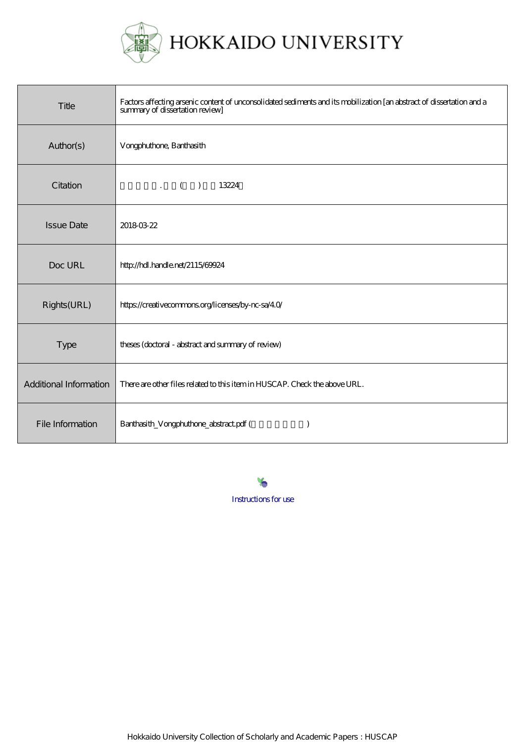# HOKKAIDO UNIVERSITY

| | |
|---|---|
| Title | Factors affecting arsenic content of unconsolidated sediments and its mobilization [an abstract of dissertation and a summary of dissertation review] |
| Author(s) | Vongphuthone, Banthasith |
| Citation | . ( ) 13224 |
| Issue Date | 2018-03-22 |
| Doc URL | http://hdl.handle.net/2115/69924 |
| Rights(URL) | https://creativecommons.org/licenses/by-nc-sa/4.0/ |
| Type | theses (doctoral - abstract and summary of review) |
| Additional Information | There are other files related to this item in HUSCAP. Check the above URL. |
| File Information | Banthasith_Vongphuthone_abstract.pdf ( ) |

Instructions for use

Hokkaido University Collection of Scholarly and Academic Papers : HUSCAP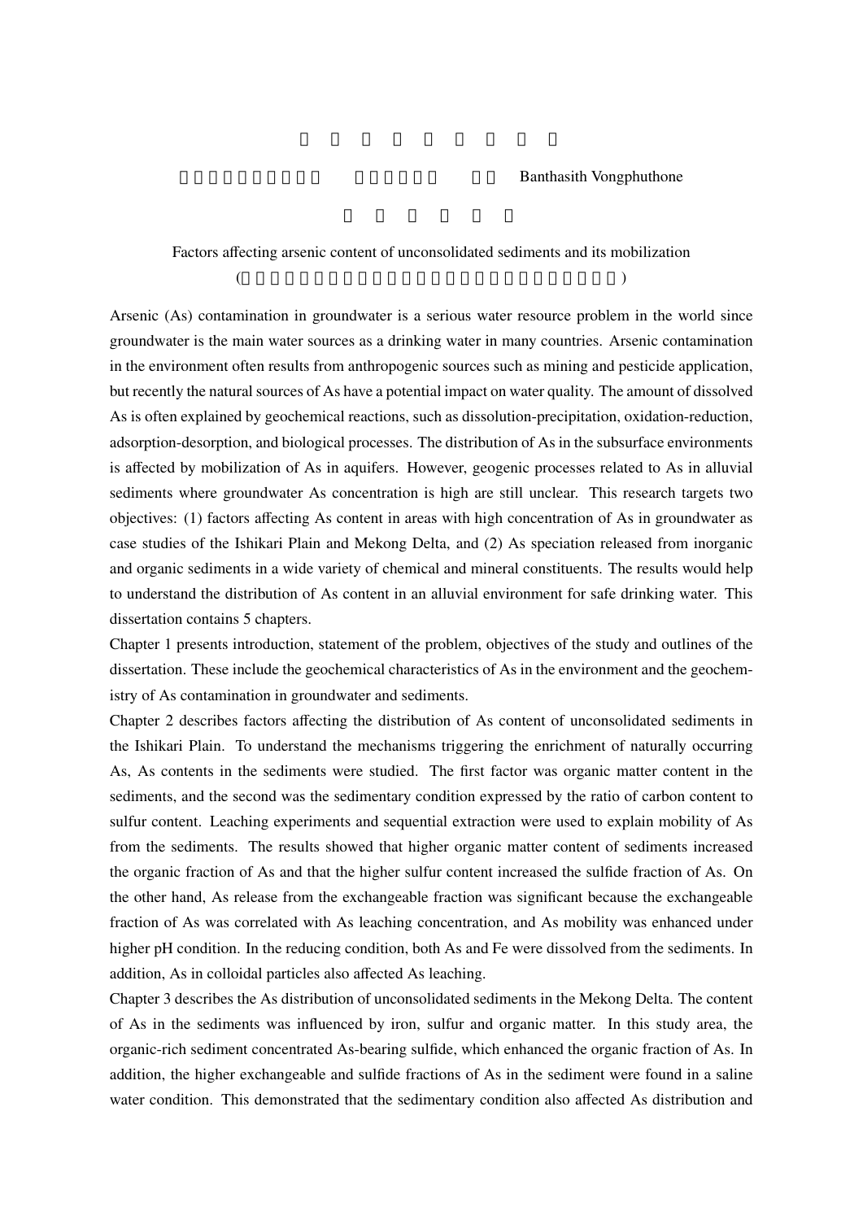Banthasith Vongphuthone

Factors affecting arsenic content of unconsolidated sediments and its mobilization

Arsenic (As) contamination in groundwater is a serious water resource problem in the world since groundwater is the main water sources as a drinking water in many countries. Arsenic contamination in the environment often results from anthropogenic sources such as mining and pesticide application, but recently the natural sources of As have a potential impact on water quality. The amount of dissolved As is often explained by geochemical reactions, such as dissolution-precipitation, oxidation-reduction, adsorption-desorption, and biological processes. The distribution of As in the subsurface environments is affected by mobilization of As in aquifers. However, geogenic processes related to As in alluvial sediments where groundwater As concentration is high are still unclear. This research targets two objectives: (1) factors affecting As content in areas with high concentration of As in groundwater as case studies of the Ishikari Plain and Mekong Delta, and (2) As speciation released from inorganic and organic sediments in a wide variety of chemical and mineral constituents. The results would help to understand the distribution of As content in an alluvial environment for safe drinking water. This dissertation contains 5 chapters.

Chapter 1 presents introduction, statement of the problem, objectives of the study and outlines of the dissertation. These include the geochemical characteristics of As in the environment and the geochemistry of As contamination in groundwater and sediments.

Chapter 2 describes factors affecting the distribution of As content of unconsolidated sediments in the Ishikari Plain. To understand the mechanisms triggering the enrichment of naturally occurring As, As contents in the sediments were studied. The first factor was organic matter content in the sediments, and the second was the sedimentary condition expressed by the ratio of carbon content to sulfur content. Leaching experiments and sequential extraction were used to explain mobility of As from the sediments. The results showed that higher organic matter content of sediments increased the organic fraction of As and that the higher sulfur content increased the sulfide fraction of As. On the other hand, As release from the exchangeable fraction was significant because the exchangeable fraction of As was correlated with As leaching concentration, and As mobility was enhanced under higher pH condition. In the reducing condition, both As and Fe were dissolved from the sediments. In addition, As in colloidal particles also affected As leaching.

Chapter 3 describes the As distribution of unconsolidated sediments in the Mekong Delta. The content of As in the sediments was influenced by iron, sulfur and organic matter. In this study area, the organic-rich sediment concentrated As-bearing sulfide, which enhanced the organic fraction of As. In addition, the higher exchangeable and sulfide fractions of As in the sediment were found in a saline water condition. This demonstrated that the sedimentary condition also affected As distribution and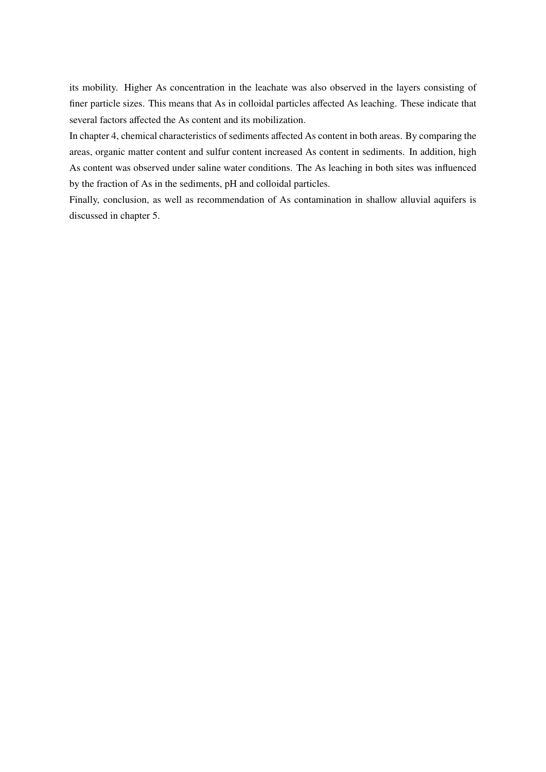its mobility. Higher As concentration in the leachate was also observed in the layers consisting of finer particle sizes. This means that As in colloidal particles affected As leaching. These indicate that several factors affected the As content and its mobilization.

In chapter 4, chemical characteristics of sediments affected As content in both areas. By comparing the areas, organic matter content and sulfur content increased As content in sediments. In addition, high As content was observed under saline water conditions. The As leaching in both sites was influenced by the fraction of As in the sediments, pH and colloidal particles.

Finally, conclusion, as well as recommendation of As contamination in shallow alluvial aquifers is discussed in chapter 5.